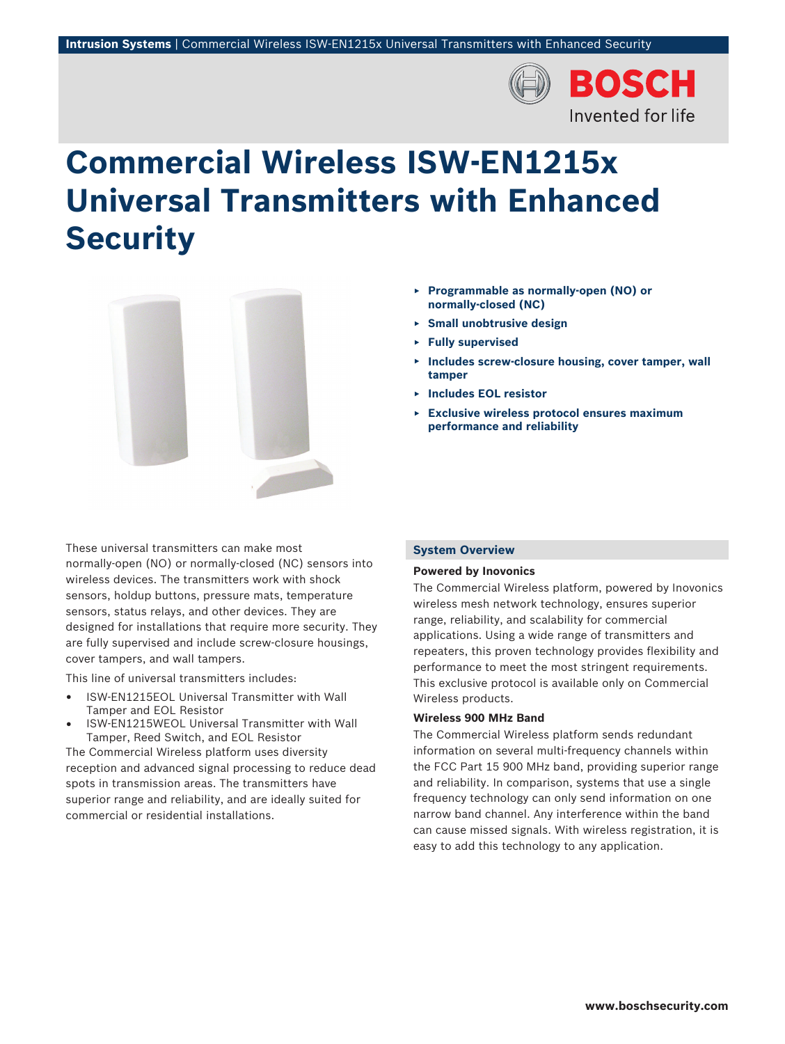# Commercial Wireless ISW-EN1215x Universal Transmitters with Enhanced Security

- **Programmable as normally-open (NO) or normally-closed (NC)**
- **Small unobtrusive design**
- **Fully supervised**
- **Includes screw-closure housing, cover tamper, wall tamper**
- **Includes EOL resistor**
- **Exclusive wireless protocol ensures maximum performance and reliability**

These universal transmitters can make most normally-open (NO) or normally-closed (NC) sensors into wireless devices. The transmitters work with shock sensors, holdup buttons, pressure mats, temperature sensors, status relays, and other devices. They are designed for installations that require more security. They are fully supervised and include screw-closure housings, cover tampers, and wall tampers.

This line of universal transmitters includes:

- ISW-EN1215EOL Universal Transmitter with Wall Tamper and EOL Resistor
- ISW-EN1215WEOL Universal Transmitter with Wall Tamper, Reed Switch, and EOL Resistor

The Commercial Wireless platform uses diversity reception and advanced signal processing to reduce dead spots in transmission areas. The transmitters have superior range and reliability, and are ideally suited for commercial or residential installations.

## System Overview

### Powered by Inovonics

The Commercial Wireless platform, powered by Inovonics wireless mesh network technology, ensures superior range, reliability, and scalability for commercial applications. Using a wide range of transmitters and repeaters, this proven technology provides flexibility and performance to meet the most stringent requirements. This exclusive protocol is available only on Commercial Wireless products.

### Wireless 900 MHz Band

The Commercial Wireless platform sends redundant information on several multi-frequency channels within the FCC Part 15 900 MHz band, providing superior range and reliability. In comparison, systems that use a single frequency technology can only send information on one narrow band channel. Any interference within the band can cause missed signals. With wireless registration, it is easy to add this technology to any application.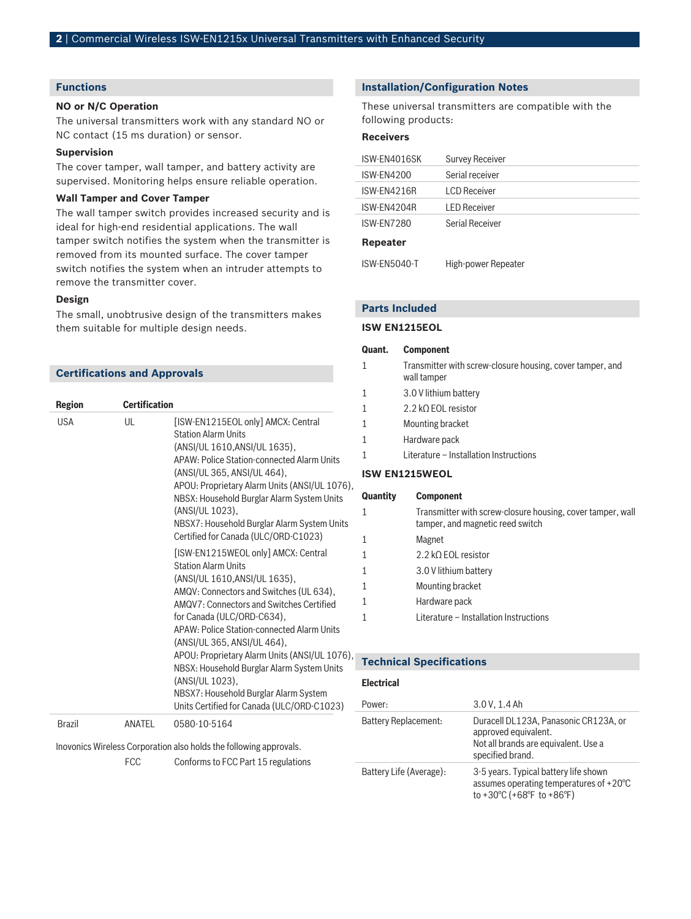## Functions

### NO or N/C Operation

The universal transmitters work with any standard NO or NC contact (15 ms duration) or sensor.

### Supervision

The cover tamper, wall tamper, and battery activity are supervised. Monitoring helps ensure reliable operation.

### Wall Tamper and Cover Tamper

The wall tamper switch provides increased security and is ideal for high-end residential applications. The wall tamper switch notifies the system when the transmitter is removed from its mounted surface. The cover tamper switch notifies the system when an intruder attempts to remove the transmitter cover.

### Design

The small, unobtrusive design of the transmitters makes them suitable for multiple design needs.

## Certifications and Approvals

| Region | Certification | |
|---|---|---|
| USA | UL | [ISW-EN1215EOL only] AMCX: Central Station Alarm Units (ANSI/UL 1610,ANSI/UL 1635), APAW: Police Station-connected Alarm Units (ANSI/UL 365, ANSI/UL 464), APOU: Proprietary Alarm Units (ANSI/UL 1076), NBSX: Household Burglar Alarm System Units (ANSI/UL 1023), NBSX7: Household Burglar Alarm System Units Certified for Canada (ULC/ORD-C1023) |
| | | [ISW-EN1215WEOL only] AMCX: Central Station Alarm Units (ANSI/UL 1610,ANSI/UL 1635), AMQV: Connectors and Switches (UL 634), AMQV7: Connectors and Switches Certified for Canada (ULC/ORD-C634), APAW: Police Station-connected Alarm Units (ANSI/UL 365, ANSI/UL 464), APOU: Proprietary Alarm Units (ANSI/UL 1076), NBSX: Household Burglar Alarm System Units (ANSI/UL 1023), NBSX7: Household Burglar Alarm System Units Certified for Canada (ULC/ORD-C1023) |
| Brazil | ANATEL | 0580-10-5164 |

Inovonics Wireless Corporation also holds the following approvals.

| | | |
|---|---|---|
| | FCC | Conforms to FCC Part 15 regulations |

## Installation/Configuration Notes

These universal transmitters are compatible with the following products:

### Receivers

| | |
|---|---|
| ISW-EN4016SK | Survey Receiver |
| ISW-EN4200 | Serial receiver |
| ISW-EN4216R | LCD Receiver |
| ISW-EN4204R | LED Receiver |
| ISW-EN7280 | Serial Receiver |

### Repeater

| | |
|---|---|
| ISW-EN5040-T | High-power Repeater |

## Parts Included

### ISW EN1215EOL

| Quant. | Component |
|---|---|
| 1 | Transmitter with screw-closure housing, cover tamper, and wall tamper |
| 1 | 3.0 V lithium battery |
| 1 | 2.2 kΩ EOL resistor |
| 1 | Mounting bracket |
| 1 | Hardware pack |
| 1 | Literature – Installation Instructions |

### ISW EN1215WEOL

| Quantity | Component |
|---|---|
| 1 | Transmitter with screw-closure housing, cover tamper, wall tamper, and magnetic reed switch |
| 1 | Magnet |
| 1 | 2.2 kΩ EOL resistor |
| 1 | 3.0 V lithium battery |
| 1 | Mounting bracket |
| 1 | Hardware pack |
| 1 | Literature – Installation Instructions |

## Technical Specifications

### Electrical

| | |
|---|---|
| Power: | 3.0 V, 1.4 Ah |
| Battery Replacement: | Duracell DL123A, Panasonic CR123A, or approved equivalent. Not all brands are equivalent. Use a specified brand. |
| Battery Life (Average): | 3-5 years. Typical battery life shown assumes operating temperatures of +20°C to +30°C (+68°F to +86°F) |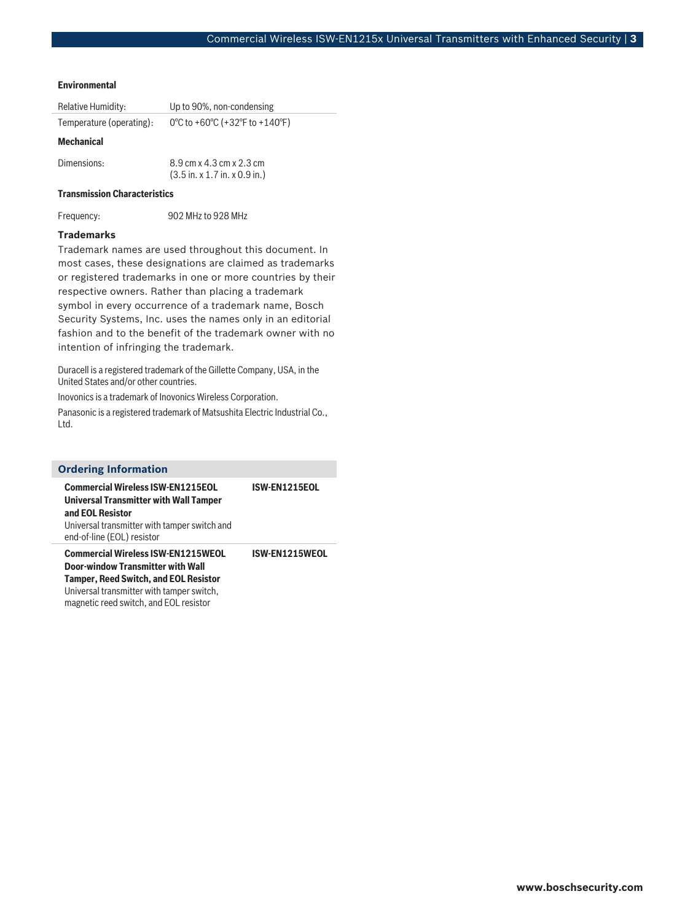#### Environmental

| | |
|---|---|
| Relative Humidity: | Up to 90%, non-condensing |
| Temperature (operating): | 0°C to +60°C (+32°F to +140°F) |

#### Mechanical

| | |
|---|---|
| Dimensions: | 8.9 cm x 4.3 cm x 2.3 cm<br>(3.5 in. x 1.7 in. x 0.9 in.) |

#### Transmission Characteristics

| | |
|---|---|
| Frequency: | 902 MHz to 928 MHz |

### Trademarks

Trademark names are used throughout this document. In most cases, these designations are claimed as trademarks or registered trademarks in one or more countries by their respective owners. Rather than placing a trademark symbol in every occurrence of a trademark name, Bosch Security Systems, Inc. uses the names only in an editorial fashion and to the benefit of the trademark owner with no intention of infringing the trademark.

Duracell is a registered trademark of the Gillette Company, USA, in the United States and/or other countries.

Inovonics is a trademark of Inovonics Wireless Corporation.

Panasonic is a registered trademark of Matsushita Electric Industrial Co., Ltd.

## Ordering Information

| | |
|---|---|
| **Commercial Wireless ISW-EN1215EOL Universal Transmitter with Wall Tamper and EOL Resistor**<br>Universal transmitter with tamper switch and end-of-line (EOL) resistor | **ISW-EN1215EOL** |
| **Commercial Wireless ISW-EN1215WEOL Door-window Transmitter with Wall Tamper, Reed Switch, and EOL Resistor**<br>Universal transmitter with tamper switch, magnetic reed switch, and EOL resistor | **ISW-EN1215WEOL** |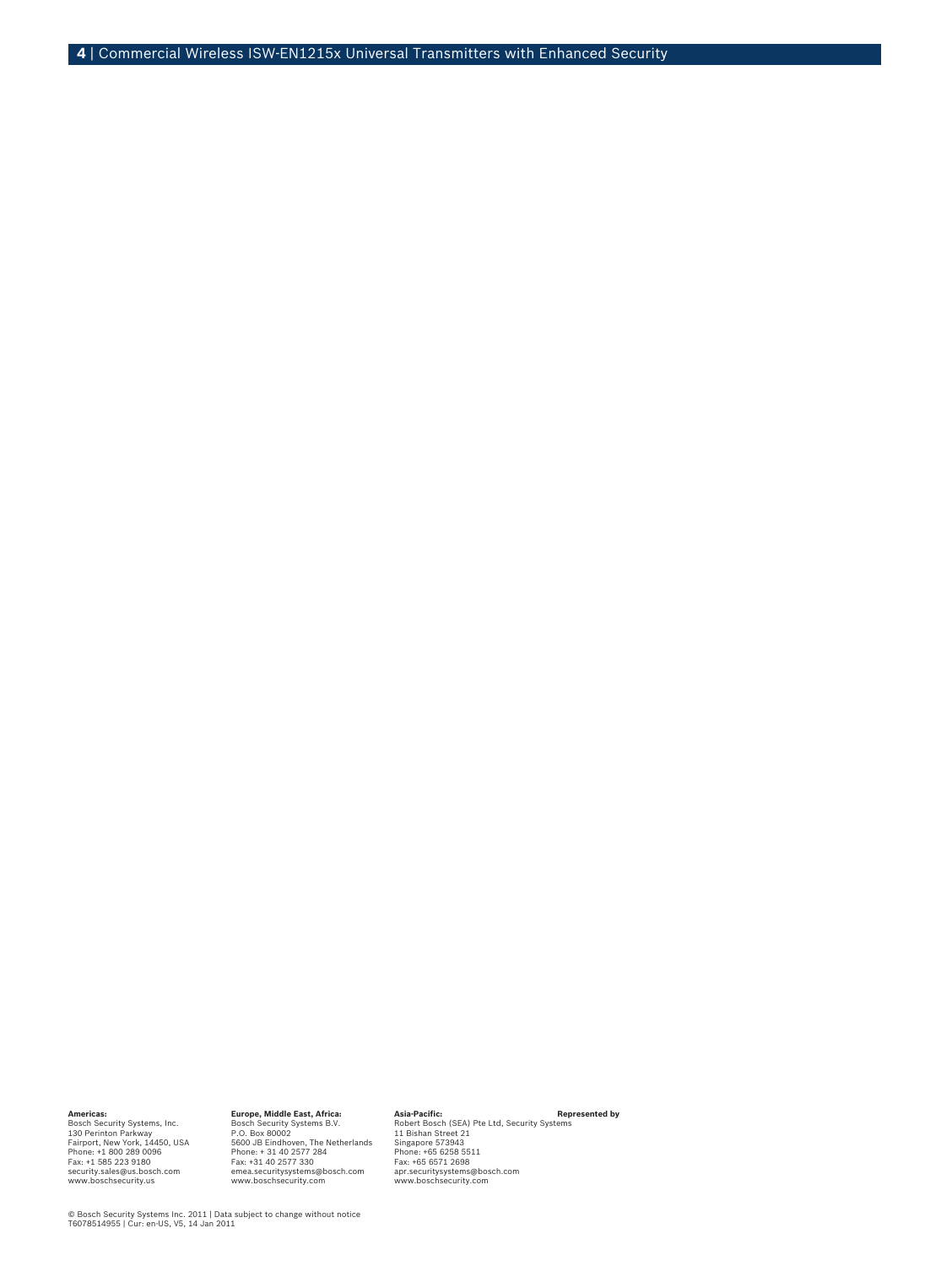**Americas:**
Bosch Security Systems, Inc.
130 Perinton Parkway
Fairport, New York, 14450, USA
Phone: +1 800 289 0096
Fax: +1 585 223 9180
security.sales@us.bosch.com
www.boschsecurity.us

**Europe, Middle East, Africa:**
Bosch Security Systems B.V.
P.O. Box 80002
5600 JB Eindhoven, The Netherlands
Phone: + 31 40 2577 284
Fax: +31 40 2577 330
emea.securitysystems@bosch.com
www.boschsecurity.com

**Asia-Pacific:**
Robert Bosch (SEA) Pte Ltd, Security Systems
11 Bishan Street 21
Singapore 573943
Phone: +65 6258 5511
Fax: +65 6571 2698
apr.securitysystems@bosch.com
www.boschsecurity.com

**Represented by**

© Bosch Security Systems Inc. 2011 | Data subject to change without notice
T6078514955 | Cur: en-US, V5, 14 Jan 2011